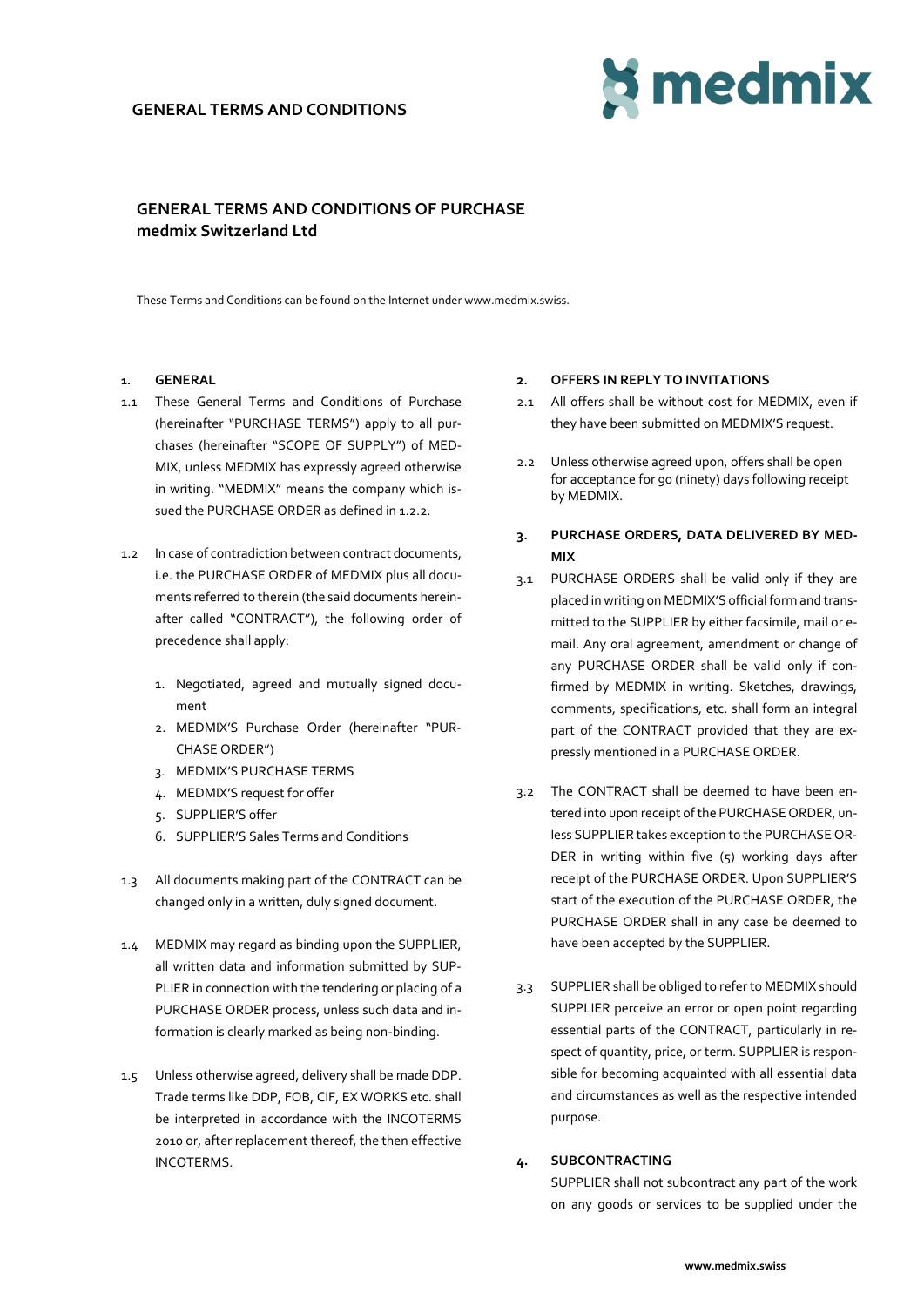GENERAL TERMS AND CONDITIONS

# GENERAL TERMS AND CONDITIONS OF PURCHASE
## medmix Switzerland Ltd

These Terms and Conditions can be found on the Internet under www.medmix.swiss.

### 1. GENERAL

1.1 These General Terms and Conditions of Purchase (hereinafter "PURCHASE TERMS") apply to all purchases (hereinafter "SCOPE OF SUPPLY") of MEDMIX, unless MEDMIX has expressly agreed otherwise in writing. "MEDMIX" means the company which issued the PURCHASE ORDER as defined in 1.2.2.

1.2 In case of contradiction between contract documents, i.e. the PURCHASE ORDER of MEDMIX plus all documents referred to therein (the said documents hereinafter called "CONTRACT"), the following order of precedence shall apply:

1. Negotiated, agreed and mutually signed document
2. MEDMIX'S Purchase Order (hereinafter "PURCHASE ORDER")
3. MEDMIX'S PURCHASE TERMS
4. MEDMIX'S request for offer
5. SUPPLIER'S offer
6. SUPPLIER'S Sales Terms and Conditions

1.3 All documents making part of the CONTRACT can be changed only in a written, duly signed document.

1.4 MEDMIX may regard as binding upon the SUPPLIER, all written data and information submitted by SUPPLIER in connection with the tendering or placing of a PURCHASE ORDER process, unless such data and information is clearly marked as being non-binding.

1.5 Unless otherwise agreed, delivery shall be made DDP. Trade terms like DDP, FOB, CIF, EX WORKS etc. shall be interpreted in accordance with the INCOTERMS 2010 or, after replacement thereof, the then effective INCOTERMS.

### 2. OFFERS IN REPLY TO INVITATIONS

2.1 All offers shall be without cost for MEDMIX, even if they have been submitted on MEDMIX'S request.

2.2 Unless otherwise agreed upon, offers shall be open for acceptance for 90 (ninety) days following receipt by MEDMIX.

### 3. PURCHASE ORDERS, DATA DELIVERED BY MEDMIX

3.1 PURCHASE ORDERS shall be valid only if they are placed in writing on MEDMIX'S official form and transmitted to the SUPPLIER by either facsimile, mail or e-mail. Any oral agreement, amendment or change of any PURCHASE ORDER shall be valid only if confirmed by MEDMIX in writing. Sketches, drawings, comments, specifications, etc. shall form an integral part of the CONTRACT provided that they are expressly mentioned in a PURCHASE ORDER.

3.2 The CONTRACT shall be deemed to have been entered into upon receipt of the PURCHASE ORDER, unless SUPPLIER takes exception to the PURCHASE ORDER in writing within five (5) working days after receipt of the PURCHASE ORDER. Upon SUPPLIER'S start of the execution of the PURCHASE ORDER, the PURCHASE ORDER shall in any case be deemed to have been accepted by the SUPPLIER.

3.3 SUPPLIER shall be obliged to refer to MEDMIX should SUPPLIER perceive an error or open point regarding essential parts of the CONTRACT, particularly in respect of quantity, price, or term. SUPPLIER is responsible for becoming acquainted with all essential data and circumstances as well as the respective intended purpose.

### 4. SUBCONTRACTING

SUPPLIER shall not subcontract any part of the work on any goods or services to be supplied under the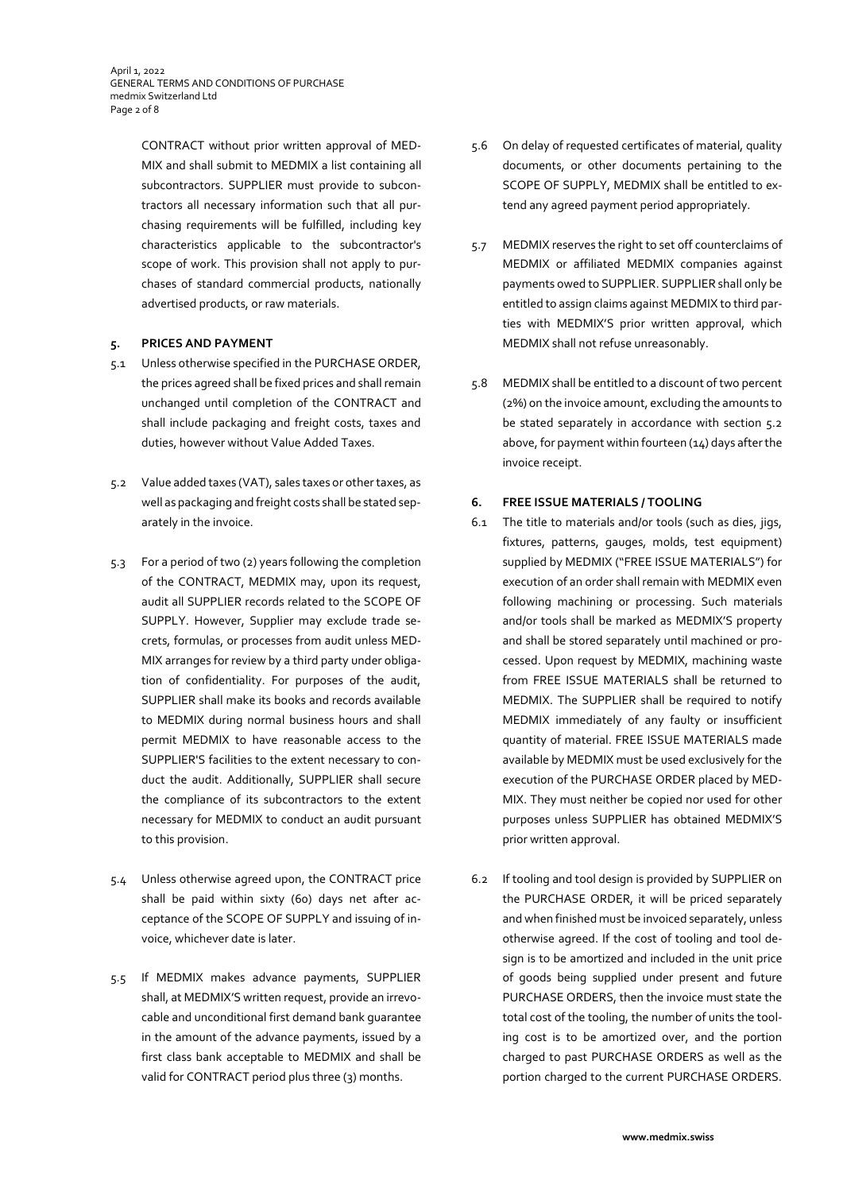CONTRACT without prior written approval of MEDMIX and shall submit to MEDMIX a list containing all subcontractors. SUPPLIER must provide to subcontractors all necessary information such that all purchasing requirements will be fulfilled, including key characteristics applicable to the subcontractor's scope of work. This provision shall not apply to purchases of standard commercial products, nationally advertised products, or raw materials.

## 5. PRICES AND PAYMENT

5.1 Unless otherwise specified in the PURCHASE ORDER, the prices agreed shall be fixed prices and shall remain unchanged until completion of the CONTRACT and shall include packaging and freight costs, taxes and duties, however without Value Added Taxes.

5.2 Value added taxes (VAT), sales taxes or other taxes, as well as packaging and freight costs shall be stated separately in the invoice.

5.3 For a period of two (2) years following the completion of the CONTRACT, MEDMIX may, upon its request, audit all SUPPLIER records related to the SCOPE OF SUPPLY. However, Supplier may exclude trade secrets, formulas, or processes from audit unless MEDMIX arranges for review by a third party under obligation of confidentiality. For purposes of the audit, SUPPLIER shall make its books and records available to MEDMIX during normal business hours and shall permit MEDMIX to have reasonable access to the SUPPLIER'S facilities to the extent necessary to conduct the audit. Additionally, SUPPLIER shall secure the compliance of its subcontractors to the extent necessary for MEDMIX to conduct an audit pursuant to this provision.

5.4 Unless otherwise agreed upon, the CONTRACT price shall be paid within sixty (60) days net after acceptance of the SCOPE OF SUPPLY and issuing of invoice, whichever date is later.

5.5 If MEDMIX makes advance payments, SUPPLIER shall, at MEDMIX'S written request, provide an irrevocable and unconditional first demand bank guarantee in the amount of the advance payments, issued by a first class bank acceptable to MEDMIX and shall be valid for CONTRACT period plus three (3) months.

5.6 On delay of requested certificates of material, quality documents, or other documents pertaining to the SCOPE OF SUPPLY, MEDMIX shall be entitled to extend any agreed payment period appropriately.

5.7 MEDMIX reserves the right to set off counterclaims of MEDMIX or affiliated MEDMIX companies against payments owed to SUPPLIER. SUPPLIER shall only be entitled to assign claims against MEDMIX to third parties with MEDMIX'S prior written approval, which MEDMIX shall not refuse unreasonably.

5.8 MEDMIX shall be entitled to a discount of two percent (2%) on the invoice amount, excluding the amounts to be stated separately in accordance with section 5.2 above, for payment within fourteen (14) days after the invoice receipt.

## 6. FREE ISSUE MATERIALS / TOOLING

6.1 The title to materials and/or tools (such as dies, jigs, fixtures, patterns, gauges, molds, test equipment) supplied by MEDMIX ("FREE ISSUE MATERIALS") for execution of an order shall remain with MEDMIX even following machining or processing. Such materials and/or tools shall be marked as MEDMIX'S property and shall be stored separately until machined or processed. Upon request by MEDMIX, machining waste from FREE ISSUE MATERIALS shall be returned to MEDMIX. The SUPPLIER shall be required to notify MEDMIX immediately of any faulty or insufficient quantity of material. FREE ISSUE MATERIALS made available by MEDMIX must be used exclusively for the execution of the PURCHASE ORDER placed by MEDMIX. They must neither be copied nor used for other purposes unless SUPPLIER has obtained MEDMIX'S prior written approval.

6.2 If tooling and tool design is provided by SUPPLIER on the PURCHASE ORDER, it will be priced separately and when finished must be invoiced separately, unless otherwise agreed. If the cost of tooling and tool design is to be amortized and included in the unit price of goods being supplied under present and future PURCHASE ORDERS, then the invoice must state the total cost of the tooling, the number of units the tooling cost is to be amortized over, and the portion charged to past PURCHASE ORDERS as well as the portion charged to the current PURCHASE ORDERS.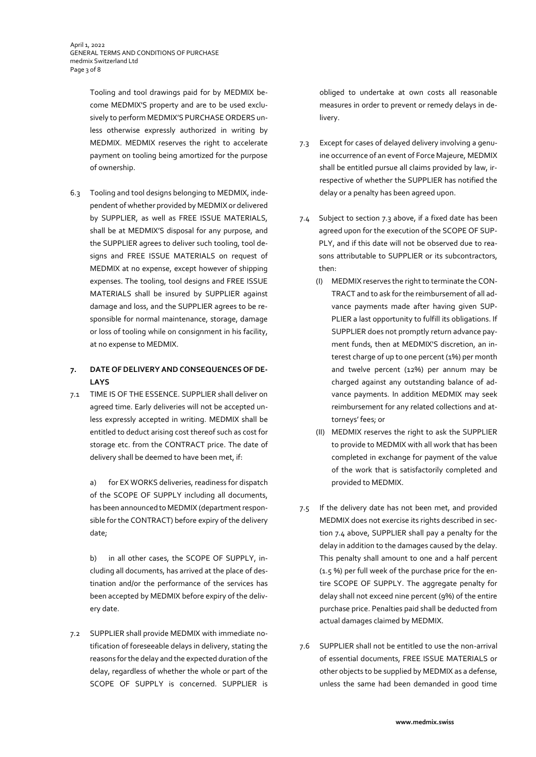Tooling and tool drawings paid for by MEDMIX become MEDMIX'S property and are to be used exclusively to perform MEDMIX'S PURCHASE ORDERS unless otherwise expressly authorized in writing by MEDMIX. MEDMIX reserves the right to accelerate payment on tooling being amortized for the purpose of ownership.

6.3 Tooling and tool designs belonging to MEDMIX, independent of whether provided by MEDMIX or delivered by SUPPLIER, as well as FREE ISSUE MATERIALS, shall be at MEDMIX'S disposal for any purpose, and the SUPPLIER agrees to deliver such tooling, tool designs and FREE ISSUE MATERIALS on request of MEDMIX at no expense, except however of shipping expenses. The tooling, tool designs and FREE ISSUE MATERIALS shall be insured by SUPPLIER against damage and loss, and the SUPPLIER agrees to be responsible for normal maintenance, storage, damage or loss of tooling while on consignment in his facility, at no expense to MEDMIX.

## 7. DATE OF DELIVERY AND CONSEQUENCES OF DELAYS

7.1 TIME IS OF THE ESSENCE. SUPPLIER shall deliver on agreed time. Early deliveries will not be accepted unless expressly accepted in writing. MEDMIX shall be entitled to deduct arising cost thereof such as cost for storage etc. from the CONTRACT price. The date of delivery shall be deemed to have been met, if:

a) for EX WORKS deliveries, readiness for dispatch of the SCOPE OF SUPPLY including all documents, has been announced to MEDMIX (department responsible for the CONTRACT) before expiry of the delivery date;

b) in all other cases, the SCOPE OF SUPPLY, including all documents, has arrived at the place of destination and/or the performance of the services has been accepted by MEDMIX before expiry of the delivery date.

7.2 SUPPLIER shall provide MEDMIX with immediate notification of foreseeable delays in delivery, stating the reasons for the delay and the expected duration of the delay, regardless of whether the whole or part of the SCOPE OF SUPPLY is concerned. SUPPLIER is obliged to undertake at own costs all reasonable measures in order to prevent or remedy delays in delivery.

7.3 Except for cases of delayed delivery involving a genuine occurrence of an event of Force Majeure, MEDMIX shall be entitled pursue all claims provided by law, irrespective of whether the SUPPLIER has notified the delay or a penalty has been agreed upon.

7.4 Subject to section 7.3 above, if a fixed date has been agreed upon for the execution of the SCOPE OF SUPPLY, and if this date will not be observed due to reasons attributable to SUPPLIER or its subcontractors, then:

(I) MEDMIX reserves the right to terminate the CONTRACT and to ask for the reimbursement of all advance payments made after having given SUPPLIER a last opportunity to fulfill its obligations. If SUPPLIER does not promptly return advance payment funds, then at MEDMIX'S discretion, an interest charge of up to one percent (1%) per month and twelve percent (12%) per annum may be charged against any outstanding balance of advance payments. In addition MEDMIX may seek reimbursement for any related collections and attorneys' fees; or

(II) MEDMIX reserves the right to ask the SUPPLIER to provide to MEDMIX with all work that has been completed in exchange for payment of the value of the work that is satisfactorily completed and provided to MEDMIX.

7.5 If the delivery date has not been met, and provided MEDMIX does not exercise its rights described in section 7.4 above, SUPPLIER shall pay a penalty for the delay in addition to the damages caused by the delay. This penalty shall amount to one and a half percent (1.5 %) per full week of the purchase price for the entire SCOPE OF SUPPLY. The aggregate penalty for delay shall not exceed nine percent (9%) of the entire purchase price. Penalties paid shall be deducted from actual damages claimed by MEDMIX.

7.6 SUPPLIER shall not be entitled to use the non-arrival of essential documents, FREE ISSUE MATERIALS or other objects to be supplied by MEDMIX as a defense, unless the same had been demanded in good time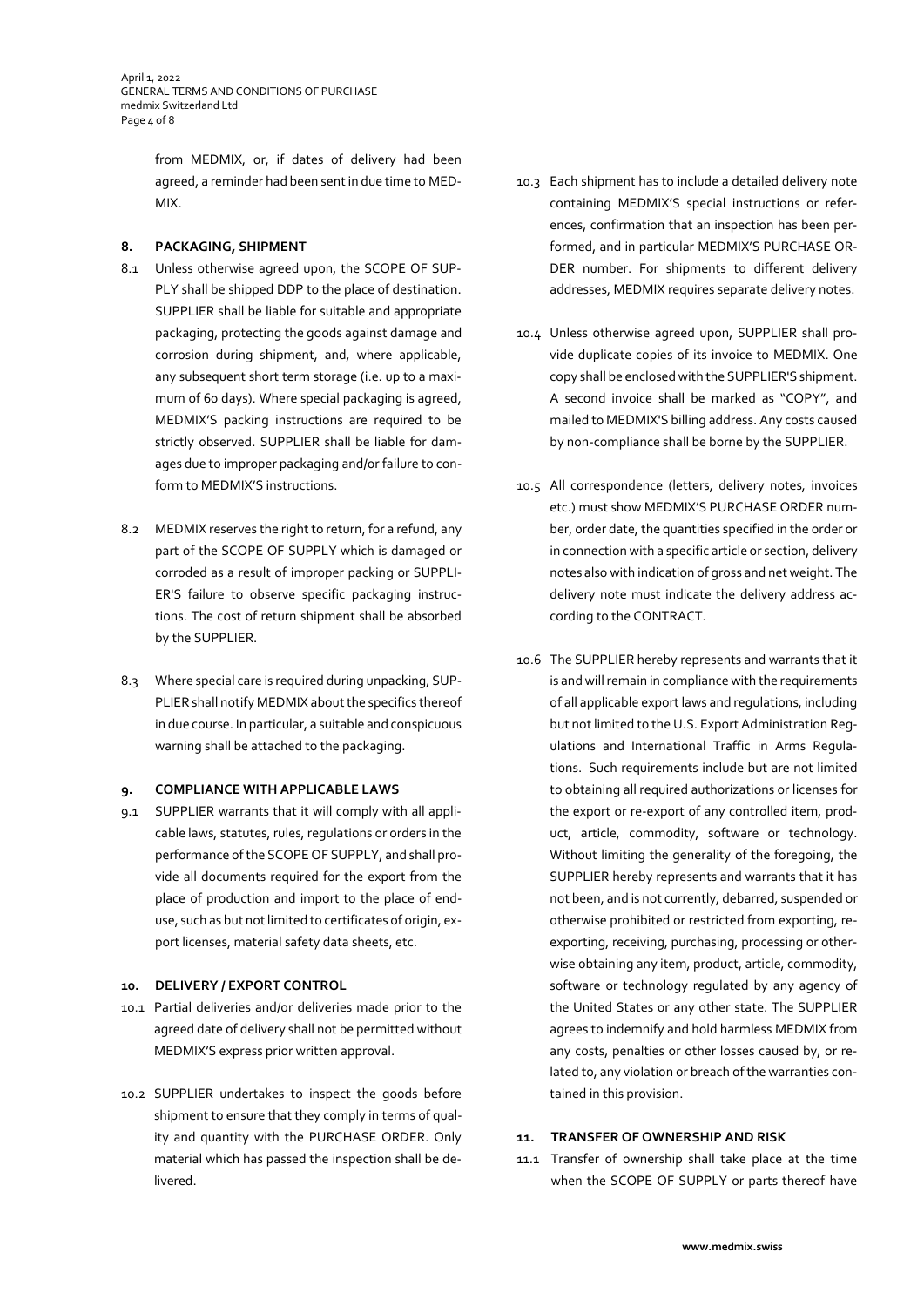from MEDMIX, or, if dates of delivery had been agreed, a reminder had been sent in due time to MEDMIX.

## 8. PACKAGING, SHIPMENT

8.1 Unless otherwise agreed upon, the SCOPE OF SUPPLY shall be shipped DDP to the place of destination. SUPPLIER shall be liable for suitable and appropriate packaging, protecting the goods against damage and corrosion during shipment, and, where applicable, any subsequent short term storage (i.e. up to a maximum of 60 days). Where special packaging is agreed, MEDMIX'S packing instructions are required to be strictly observed. SUPPLIER shall be liable for damages due to improper packaging and/or failure to conform to MEDMIX'S instructions.

8.2 MEDMIX reserves the right to return, for a refund, any part of the SCOPE OF SUPPLY which is damaged or corroded as a result of improper packing or SUPPLIER'S failure to observe specific packaging instructions. The cost of return shipment shall be absorbed by the SUPPLIER.

8.3 Where special care is required during unpacking, SUPPLIER shall notify MEDMIX about the specifics thereof in due course. In particular, a suitable and conspicuous warning shall be attached to the packaging.

## 9. COMPLIANCE WITH APPLICABLE LAWS

9.1 SUPPLIER warrants that it will comply with all applicable laws, statutes, rules, regulations or orders in the performance of the SCOPE OF SUPPLY, and shall provide all documents required for the export from the place of production and import to the place of end-use, such as but not limited to certificates of origin, export licenses, material safety data sheets, etc.

## 10. DELIVERY / EXPORT CONTROL

10.1 Partial deliveries and/or deliveries made prior to the agreed date of delivery shall not be permitted without MEDMIX'S express prior written approval.

10.2 SUPPLIER undertakes to inspect the goods before shipment to ensure that they comply in terms of quality and quantity with the PURCHASE ORDER. Only material which has passed the inspection shall be delivered.

10.3 Each shipment has to include a detailed delivery note containing MEDMIX'S special instructions or references, confirmation that an inspection has been performed, and in particular MEDMIX'S PURCHASE ORDER number. For shipments to different delivery addresses, MEDMIX requires separate delivery notes.

10.4 Unless otherwise agreed upon, SUPPLIER shall provide duplicate copies of its invoice to MEDMIX. One copy shall be enclosed with the SUPPLIER'S shipment. A second invoice shall be marked as "COPY", and mailed to MEDMIX'S billing address. Any costs caused by non-compliance shall be borne by the SUPPLIER.

10.5 All correspondence (letters, delivery notes, invoices etc.) must show MEDMIX'S PURCHASE ORDER number, order date, the quantities specified in the order or in connection with a specific article or section, delivery notes also with indication of gross and net weight. The delivery note must indicate the delivery address according to the CONTRACT.

10.6 The SUPPLIER hereby represents and warrants that it is and will remain in compliance with the requirements of all applicable export laws and regulations, including but not limited to the U.S. Export Administration Regulations and International Traffic in Arms Regulations. Such requirements include but are not limited to obtaining all required authorizations or licenses for the export or re-export of any controlled item, product, article, commodity, software or technology. Without limiting the generality of the foregoing, the SUPPLIER hereby represents and warrants that it has not been, and is not currently, debarred, suspended or otherwise prohibited or restricted from exporting, re-exporting, receiving, purchasing, processing or otherwise obtaining any item, product, article, commodity, software or technology regulated by any agency of the United States or any other state. The SUPPLIER agrees to indemnify and hold harmless MEDMIX from any costs, penalties or other losses caused by, or related to, any violation or breach of the warranties contained in this provision.

## 11. TRANSFER OF OWNERSHIP AND RISK

11.1 Transfer of ownership shall take place at the time when the SCOPE OF SUPPLY or parts thereof have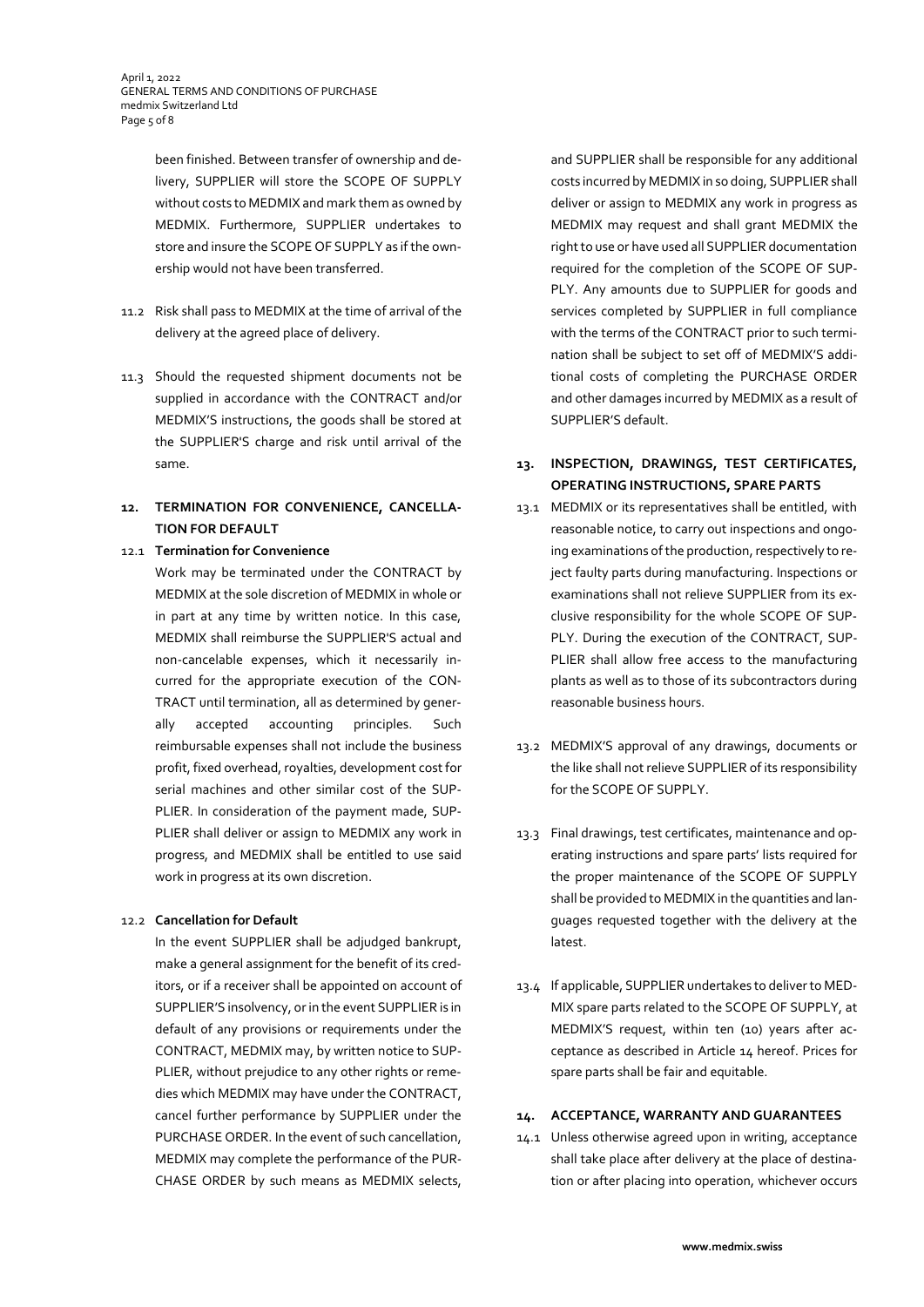been finished. Between transfer of ownership and delivery, SUPPLIER will store the SCOPE OF SUPPLY without costs to MEDMIX and mark them as owned by MEDMIX. Furthermore, SUPPLIER undertakes to store and insure the SCOPE OF SUPPLY as if the ownership would not have been transferred.

11.2 Risk shall pass to MEDMIX at the time of arrival of the delivery at the agreed place of delivery.

11.3 Should the requested shipment documents not be supplied in accordance with the CONTRACT and/or MEDMIX'S instructions, the goods shall be stored at the SUPPLIER'S charge and risk until arrival of the same.

## 12. TERMINATION FOR CONVENIENCE, CANCELLATION FOR DEFAULT

**12.1 Termination for Convenience**

Work may be terminated under the CONTRACT by MEDMIX at the sole discretion of MEDMIX in whole or in part at any time by written notice. In this case, MEDMIX shall reimburse the SUPPLIER'S actual and non-cancelable expenses, which it necessarily incurred for the appropriate execution of the CONTRACT until termination, all as determined by generally accepted accounting principles. Such reimbursable expenses shall not include the business profit, fixed overhead, royalties, development cost for serial machines and other similar cost of the SUPPLIER. In consideration of the payment made, SUPPLIER shall deliver or assign to MEDMIX any work in progress, and MEDMIX shall be entitled to use said work in progress at its own discretion.

**12.2 Cancellation for Default**

In the event SUPPLIER shall be adjudged bankrupt, make a general assignment for the benefit of its creditors, or if a receiver shall be appointed on account of SUPPLIER'S insolvency, or in the event SUPPLIER is in default of any provisions or requirements under the CONTRACT, MEDMIX may, by written notice to SUPPLIER, without prejudice to any other rights or remedies which MEDMIX may have under the CONTRACT, cancel further performance by SUPPLIER under the PURCHASE ORDER. In the event of such cancellation, MEDMIX may complete the performance of the PURCHASE ORDER by such means as MEDMIX selects, and SUPPLIER shall be responsible for any additional costs incurred by MEDMIX in so doing, SUPPLIER shall deliver or assign to MEDMIX any work in progress as MEDMIX may request and shall grant MEDMIX the right to use or have used all SUPPLIER documentation required for the completion of the SCOPE OF SUPPLY. Any amounts due to SUPPLIER for goods and services completed by SUPPLIER in full compliance with the terms of the CONTRACT prior to such termination shall be subject to set off of MEDMIX'S additional costs of completing the PURCHASE ORDER and other damages incurred by MEDMIX as a result of SUPPLIER'S default.

## 13. INSPECTION, DRAWINGS, TEST CERTIFICATES, OPERATING INSTRUCTIONS, SPARE PARTS

13.1 MEDMIX or its representatives shall be entitled, with reasonable notice, to carry out inspections and ongoing examinations of the production, respectively to reject faulty parts during manufacturing. Inspections or examinations shall not relieve SUPPLIER from its exclusive responsibility for the whole SCOPE OF SUPPLY. During the execution of the CONTRACT, SUPPLIER shall allow free access to the manufacturing plants as well as to those of its subcontractors during reasonable business hours.

13.2 MEDMIX'S approval of any drawings, documents or the like shall not relieve SUPPLIER of its responsibility for the SCOPE OF SUPPLY.

13.3 Final drawings, test certificates, maintenance and operating instructions and spare parts' lists required for the proper maintenance of the SCOPE OF SUPPLY shall be provided to MEDMIX in the quantities and languages requested together with the delivery at the latest.

13.4 If applicable, SUPPLIER undertakes to deliver to MEDMIX spare parts related to the SCOPE OF SUPPLY, at MEDMIX'S request, within ten (10) years after acceptance as described in Article 14 hereof. Prices for spare parts shall be fair and equitable.

## 14. ACCEPTANCE, WARRANTY AND GUARANTEES

14.1 Unless otherwise agreed upon in writing, acceptance shall take place after delivery at the place of destination or after placing into operation, whichever occurs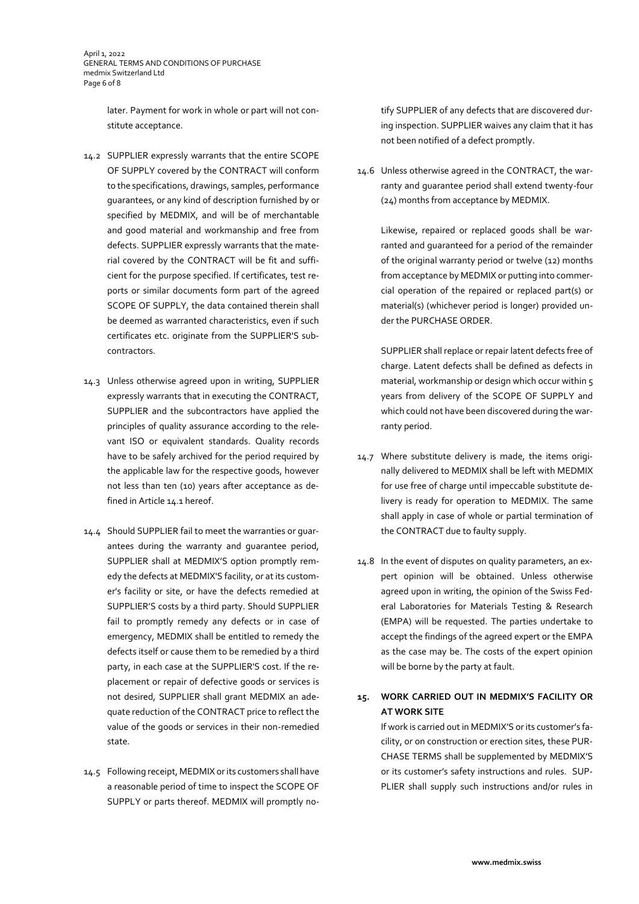later. Payment for work in whole or part will not constitute acceptance.

14.2 SUPPLIER expressly warrants that the entire SCOPE OF SUPPLY covered by the CONTRACT will conform to the specifications, drawings, samples, performance guarantees, or any kind of description furnished by or specified by MEDMIX, and will be of merchantable and good material and workmanship and free from defects. SUPPLIER expressly warrants that the material covered by the CONTRACT will be fit and sufficient for the purpose specified. If certificates, test reports or similar documents form part of the agreed SCOPE OF SUPPLY, the data contained therein shall be deemed as warranted characteristics, even if such certificates etc. originate from the SUPPLIER'S subcontractors.

14.3 Unless otherwise agreed upon in writing, SUPPLIER expressly warrants that in executing the CONTRACT, SUPPLIER and the subcontractors have applied the principles of quality assurance according to the relevant ISO or equivalent standards. Quality records have to be safely archived for the period required by the applicable law for the respective goods, however not less than ten (10) years after acceptance as defined in Article 14.1 hereof.

14.4 Should SUPPLIER fail to meet the warranties or guarantees during the warranty and guarantee period, SUPPLIER shall at MEDMIX'S option promptly remedy the defects at MEDMIX'S facility, or at its customer's facility or site, or have the defects remedied at SUPPLIER'S costs by a third party. Should SUPPLIER fail to promptly remedy any defects or in case of emergency, MEDMIX shall be entitled to remedy the defects itself or cause them to be remedied by a third party, in each case at the SUPPLIER'S cost. If the replacement or repair of defective goods or services is not desired, SUPPLIER shall grant MEDMIX an adequate reduction of the CONTRACT price to reflect the value of the goods or services in their non-remedied state.

14.5 Following receipt, MEDMIX or its customers shall have a reasonable period of time to inspect the SCOPE OF SUPPLY or parts thereof. MEDMIX will promptly notify SUPPLIER of any defects that are discovered during inspection. SUPPLIER waives any claim that it has not been notified of a defect promptly.

14.6 Unless otherwise agreed in the CONTRACT, the warranty and guarantee period shall extend twenty-four (24) months from acceptance by MEDMIX.

Likewise, repaired or replaced goods shall be warranted and guaranteed for a period of the remainder of the original warranty period or twelve (12) months from acceptance by MEDMIX or putting into commercial operation of the repaired or replaced part(s) or material(s) (whichever period is longer) provided under the PURCHASE ORDER.

SUPPLIER shall replace or repair latent defects free of charge. Latent defects shall be defined as defects in material, workmanship or design which occur within 5 years from delivery of the SCOPE OF SUPPLY and which could not have been discovered during the warranty period.

14.7 Where substitute delivery is made, the items originally delivered to MEDMIX shall be left with MEDMIX for use free of charge until impeccable substitute delivery is ready for operation to MEDMIX. The same shall apply in case of whole or partial termination of the CONTRACT due to faulty supply.

14.8 In the event of disputes on quality parameters, an expert opinion will be obtained. Unless otherwise agreed upon in writing, the opinion of the Swiss Federal Laboratories for Materials Testing & Research (EMPA) will be requested. The parties undertake to accept the findings of the agreed expert or the EMPA as the case may be. The costs of the expert opinion will be borne by the party at fault.

## 15. WORK CARRIED OUT IN MEDMIX'S FACILITY OR AT WORK SITE

If work is carried out in MEDMIX'S or its customer's facility, or on construction or erection sites, these PURCHASE TERMS shall be supplemented by MEDMIX'S or its customer's safety instructions and rules. SUPPLIER shall supply such instructions and/or rules in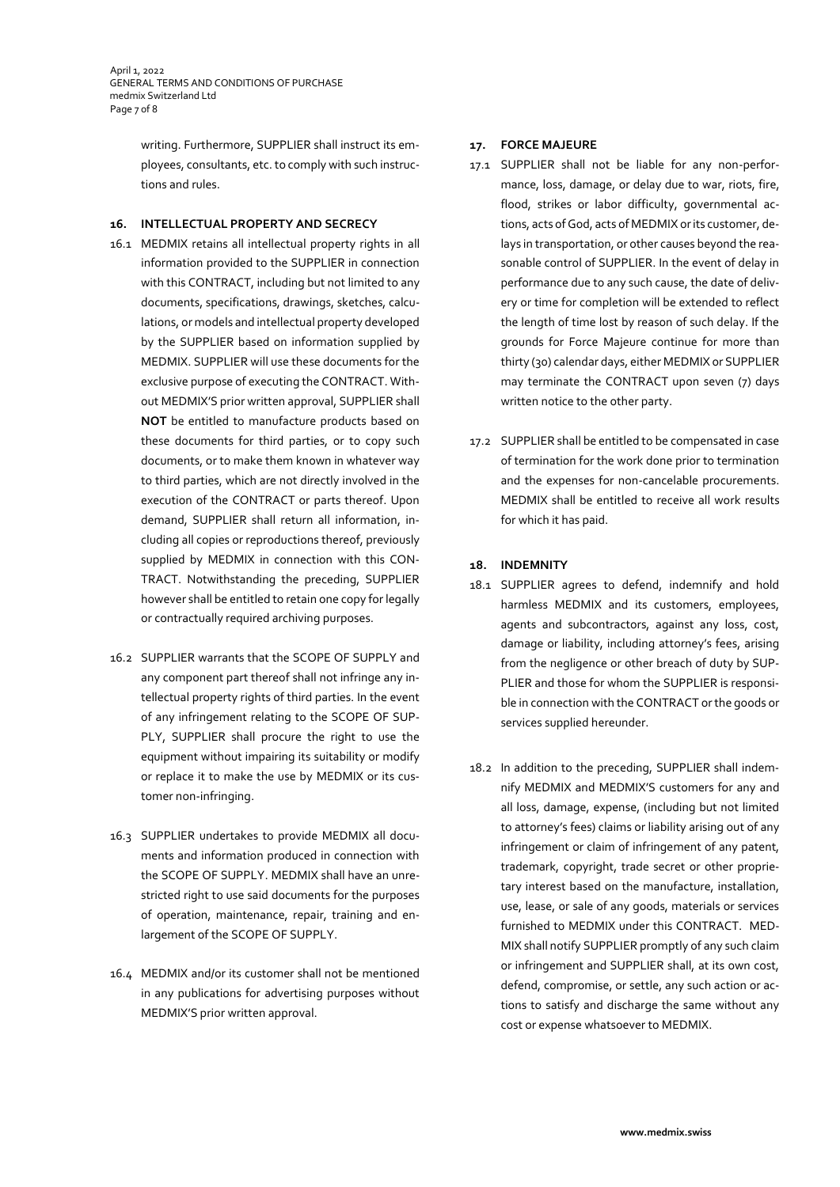writing. Furthermore, SUPPLIER shall instruct its employees, consultants, etc. to comply with such instructions and rules.

## 16. INTELLECTUAL PROPERTY AND SECRECY

16.1 MEDMIX retains all intellectual property rights in all information provided to the SUPPLIER in connection with this CONTRACT, including but not limited to any documents, specifications, drawings, sketches, calculations, or models and intellectual property developed by the SUPPLIER based on information supplied by MEDMIX. SUPPLIER will use these documents for the exclusive purpose of executing the CONTRACT. Without MEDMIX'S prior written approval, SUPPLIER shall **NOT** be entitled to manufacture products based on these documents for third parties, or to copy such documents, or to make them known in whatever way to third parties, which are not directly involved in the execution of the CONTRACT or parts thereof. Upon demand, SUPPLIER shall return all information, including all copies or reproductions thereof, previously supplied by MEDMIX in connection with this CONTRACT. Notwithstanding the preceding, SUPPLIER however shall be entitled to retain one copy for legally or contractually required archiving purposes.

16.2 SUPPLIER warrants that the SCOPE OF SUPPLY and any component part thereof shall not infringe any intellectual property rights of third parties. In the event of any infringement relating to the SCOPE OF SUPPLY, SUPPLIER shall procure the right to use the equipment without impairing its suitability or modify or replace it to make the use by MEDMIX or its customer non-infringing.

16.3 SUPPLIER undertakes to provide MEDMIX all documents and information produced in connection with the SCOPE OF SUPPLY. MEDMIX shall have an unrestricted right to use said documents for the purposes of operation, maintenance, repair, training and enlargement of the SCOPE OF SUPPLY.

16.4 MEDMIX and/or its customer shall not be mentioned in any publications for advertising purposes without MEDMIX'S prior written approval.

## 17. FORCE MAJEURE

17.1 SUPPLIER shall not be liable for any non-performance, loss, damage, or delay due to war, riots, fire, flood, strikes or labor difficulty, governmental actions, acts of God, acts of MEDMIX or its customer, delays in transportation, or other causes beyond the reasonable control of SUPPLIER. In the event of delay in performance due to any such cause, the date of delivery or time for completion will be extended to reflect the length of time lost by reason of such delay. If the grounds for Force Majeure continue for more than thirty (30) calendar days, either MEDMIX or SUPPLIER may terminate the CONTRACT upon seven (7) days written notice to the other party.

17.2 SUPPLIER shall be entitled to be compensated in case of termination for the work done prior to termination and the expenses for non-cancelable procurements. MEDMIX shall be entitled to receive all work results for which it has paid.

## 18. INDEMNITY

18.1 SUPPLIER agrees to defend, indemnify and hold harmless MEDMIX and its customers, employees, agents and subcontractors, against any loss, cost, damage or liability, including attorney's fees, arising from the negligence or other breach of duty by SUPPLIER and those for whom the SUPPLIER is responsible in connection with the CONTRACT or the goods or services supplied hereunder.

18.2 In addition to the preceding, SUPPLIER shall indemnify MEDMIX and MEDMIX'S customers for any and all loss, damage, expense, (including but not limited to attorney's fees) claims or liability arising out of any infringement or claim of infringement of any patent, trademark, copyright, trade secret or other proprietary interest based on the manufacture, installation, use, lease, or sale of any goods, materials or services furnished to MEDMIX under this CONTRACT. MEDMIX shall notify SUPPLIER promptly of any such claim or infringement and SUPPLIER shall, at its own cost, defend, compromise, or settle, any such action or actions to satisfy and discharge the same without any cost or expense whatsoever to MEDMIX.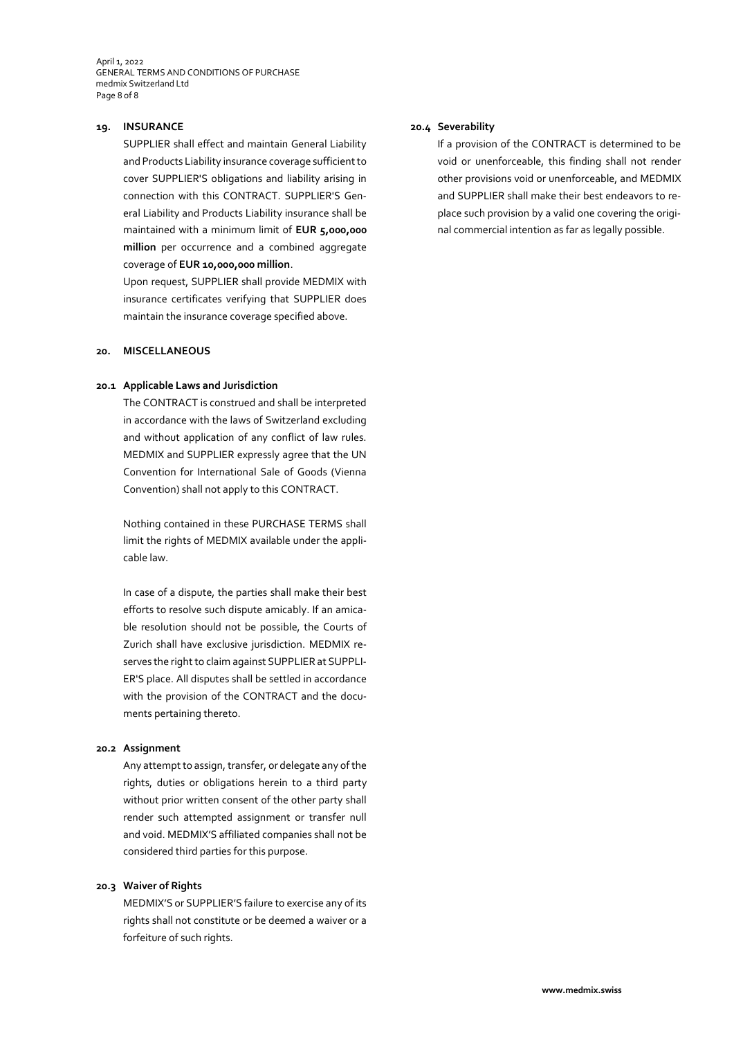## 19. INSURANCE

SUPPLIER shall effect and maintain General Liability and Products Liability insurance coverage sufficient to cover SUPPLIER'S obligations and liability arising in connection with this CONTRACT. SUPPLIER'S General Liability and Products Liability insurance shall be maintained with a minimum limit of **EUR 5,000,000 million** per occurrence and a combined aggregate coverage of **EUR 10,000,000 million**.

Upon request, SUPPLIER shall provide MEDMIX with insurance certificates verifying that SUPPLIER does maintain the insurance coverage specified above.

## 20. MISCELLANEOUS

### 20.1 Applicable Laws and Jurisdiction

The CONTRACT is construed and shall be interpreted in accordance with the laws of Switzerland excluding and without application of any conflict of law rules. MEDMIX and SUPPLIER expressly agree that the UN Convention for International Sale of Goods (Vienna Convention) shall not apply to this CONTRACT.

Nothing contained in these PURCHASE TERMS shall limit the rights of MEDMIX available under the applicable law.

In case of a dispute, the parties shall make their best efforts to resolve such dispute amicably. If an amicable resolution should not be possible, the Courts of Zurich shall have exclusive jurisdiction. MEDMIX reserves the right to claim against SUPPLIER at SUPPLIER'S place. All disputes shall be settled in accordance with the provision of the CONTRACT and the documents pertaining thereto.

### 20.2 Assignment

Any attempt to assign, transfer, or delegate any of the rights, duties or obligations herein to a third party without prior written consent of the other party shall render such attempted assignment or transfer null and void. MEDMIX'S affiliated companies shall not be considered third parties for this purpose.

### 20.3 Waiver of Rights

MEDMIX'S or SUPPLIER'S failure to exercise any of its rights shall not constitute or be deemed a waiver or a forfeiture of such rights.

### 20.4 Severability

If a provision of the CONTRACT is determined to be void or unenforceable, this finding shall not render other provisions void or unenforceable, and MEDMIX and SUPPLIER shall make their best endeavors to replace such provision by a valid one covering the original commercial intention as far as legally possible.